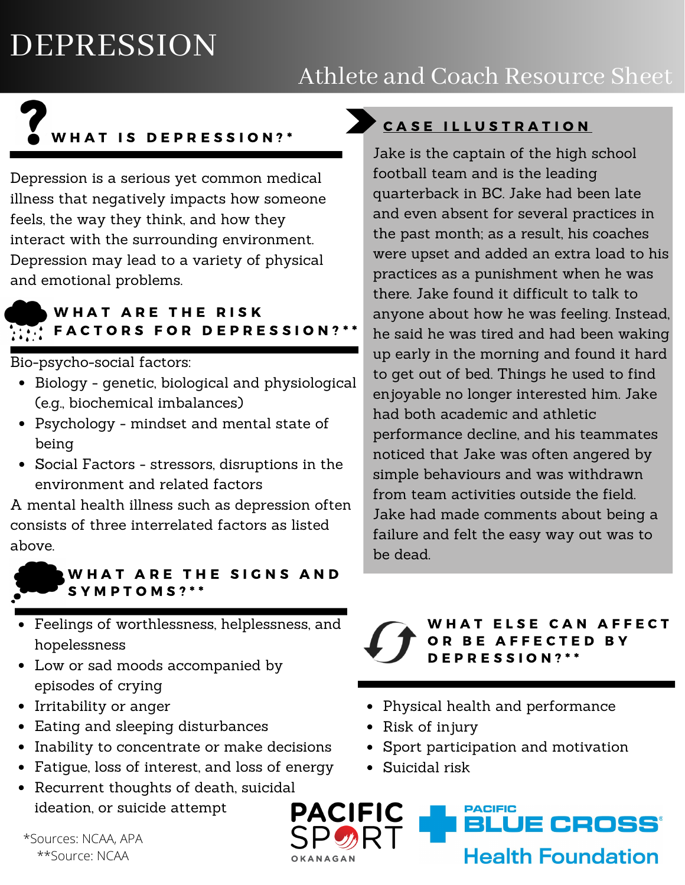# DEPRESSION

## Athlete and Coach Resource Sheet

### WHAT IS DEPRESSION?*

Depression is a serious yet common medical illness that negatively impacts how someone feels, the way they think, and how they interact with the surrounding environment. Depression may lead to a variety of physical and emotional problems.

### WHAT ARE THE RISK FACTORS FOR DEPRESSION?**

Bio-psycho-social factors:

- Biology - genetic, biological and physiological (e.g., biochemical imbalances)
- Psychology - mindset and mental state of being
- Social Factors - stressors, disruptions in the environment and related factors

A mental health illness such as depression often consists of three interrelated factors as listed above.

### WHAT ARE THE SIGNS AND SYMPTOMS?**

- Feelings of worthlessness, helplessness, and hopelessness
- Low or sad moods accompanied by episodes of crying
- Irritability or anger
- Eating and sleeping disturbances
- Inability to concentrate or make decisions
- Fatigue, loss of interest, and loss of energy
- Recurrent thoughts of death, suicidal ideation, or suicide attempt

### CASE ILLUSTRATION

Jake is the captain of the high school football team and is the leading quarterback in BC. Jake had been late and even absent for several practices in the past month; as a result, his coaches were upset and added an extra load to his practices as a punishment when he was there. Jake found it difficult to talk to anyone about how he was feeling. Instead, he said he was tired and had been waking up early in the morning and found it hard to get out of bed. Things he used to find enjoyable no longer interested him. Jake had both academic and athletic performance decline, and his teammates noticed that Jake was often angered by simple behaviours and was withdrawn from team activities outside the field. Jake had made comments about being a failure and felt the easy way out was to be dead.

### WHAT ELSE CAN AFFECT OR BE AFFECTED BY DEPRESSION?**

- Physical health and performance
- Risk of injury
- Sport participation and motivation
- Suicidal risk

*Sources: NCAA, APA
**Source: NCAA

PACIFIC SPORT OKANAGAN

PACIFIC BLUE CROSS Health Foundation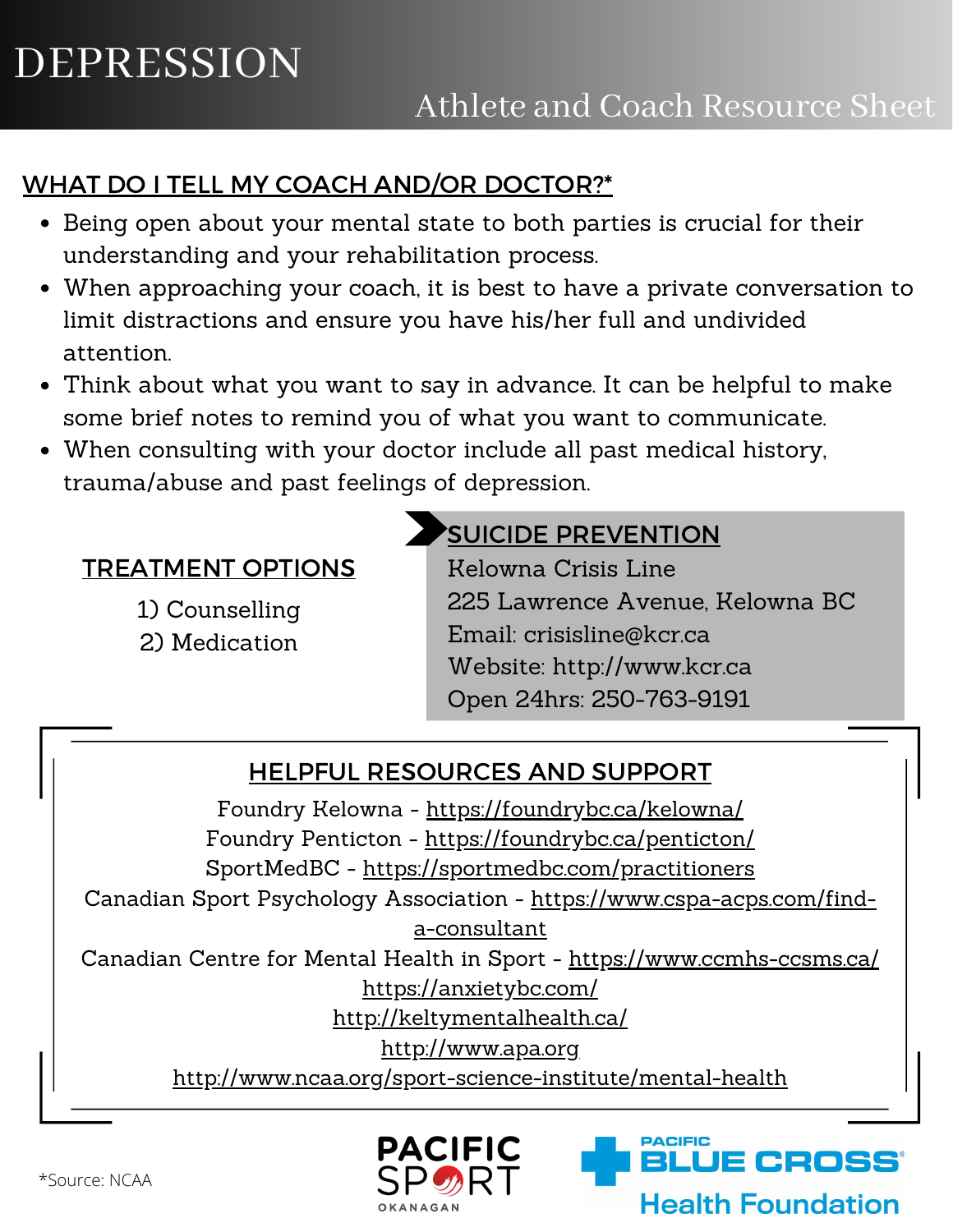# DEPRESSION

Athlete and Coach Resource Sheet

## WHAT DO I TELL MY COACH AND/OR DOCTOR?*

- Being open about your mental state to both parties is crucial for their understanding and your rehabilitation process.
- When approaching your coach, it is best to have a private conversation to limit distractions and ensure you have his/her full and undivided attention.
- Think about what you want to say in advance. It can be helpful to make some brief notes to remind you of what you want to communicate.
- When consulting with your doctor include all past medical history, trauma/abuse and past feelings of depression.

## TREATMENT OPTIONS

1) Counselling
2) Medication

## SUICIDE PREVENTION

Kelowna Crisis Line
225 Lawrence Avenue, Kelowna BC
Email: crisisline@kcr.ca
Website: http://www.kcr.ca
Open 24hrs: 250-763-9191

## HELPFUL RESOURCES AND SUPPORT

Foundry Kelowna - https://foundrybc.ca/kelowna/
Foundry Penticton - https://foundrybc.ca/penticton/
SportMedBC - https://sportmedbc.com/practitioners
Canadian Sport Psychology Association - https://www.cspa-acps.com/find-a-consultant
Canadian Centre for Mental Health in Sport - https://www.ccmhs-ccsms.ca/
https://anxietybc.com/
http://keltymentalhealth.ca/
http://www.apa.org
http://www.ncaa.org/sport-science-institute/mental-health

*Source: NCAA

PACIFIC SPORT OKANAGAN

PACIFIC BLUE CROSS Health Foundation